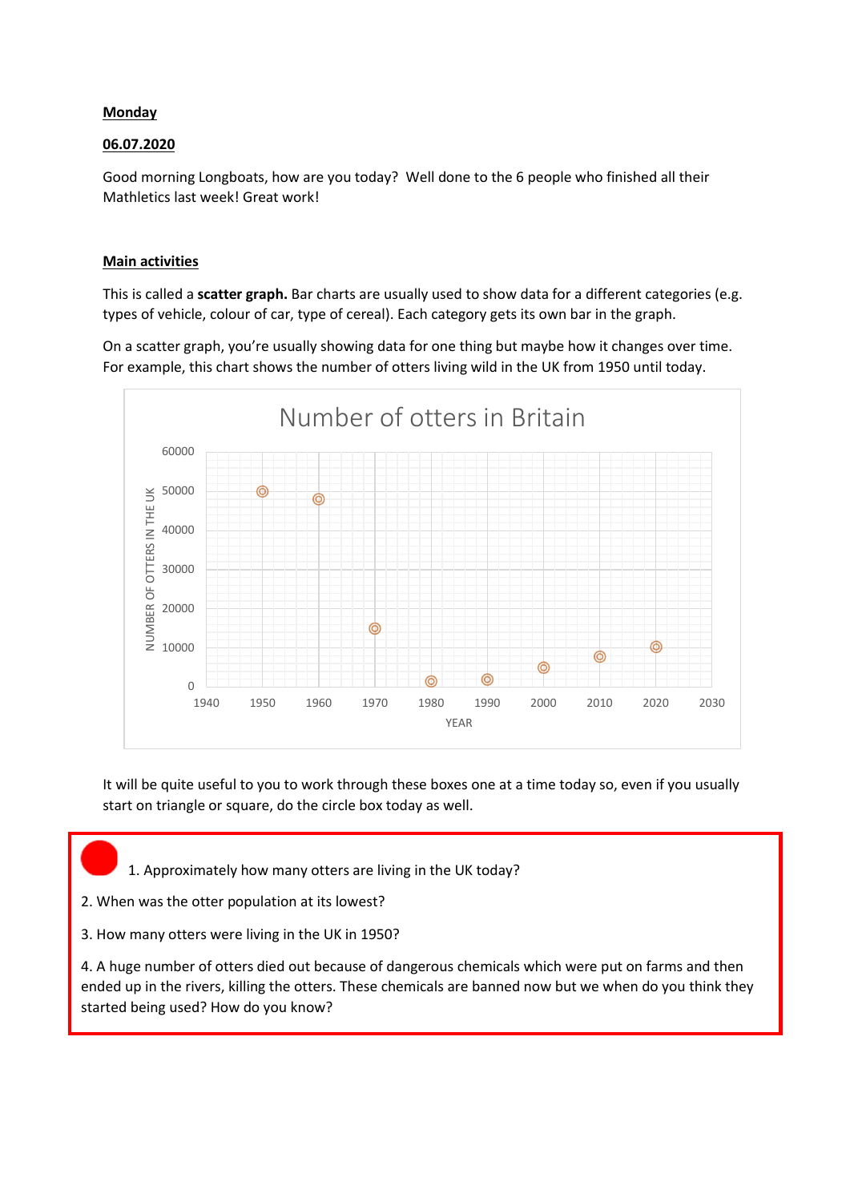**Monday**

**06.07.2020**

Good morning Longboats, how are you today? Well done to the 6 people who finished all their Mathletics last week! Great work!

**Main activities**

This is called a **scatter graph.** Bar charts are usually used to show data for a different categories (e.g. types of vehicle, colour of car, type of cereal). Each category gets its own bar in the graph.

On a scatter graph, you're usually showing data for one thing but maybe how it changes over time. For example, this chart shows the number of otters living wild in the UK from 1950 until today.

Number of otters in Britain

NUMBER OF OTTERS IN THE UK: 0, 10000, 20000, 30000, 40000, 50000, 60000

YEAR: 1940, 1950, 1960, 1970, 1980, 1990, 2000, 2010, 2020, 2030

It will be quite useful to you to work through these boxes one at a time today so, even if you usually start on triangle or square, do the circle box today as well.

1. Approximately how many otters are living in the UK today?

2. When was the otter population at its lowest?

3. How many otters were living in the UK in 1950?

4. A huge number of otters died out because of dangerous chemicals which were put on farms and then ended up in the rivers, killing the otters. These chemicals are banned now but we when do you think they started being used? How do you know?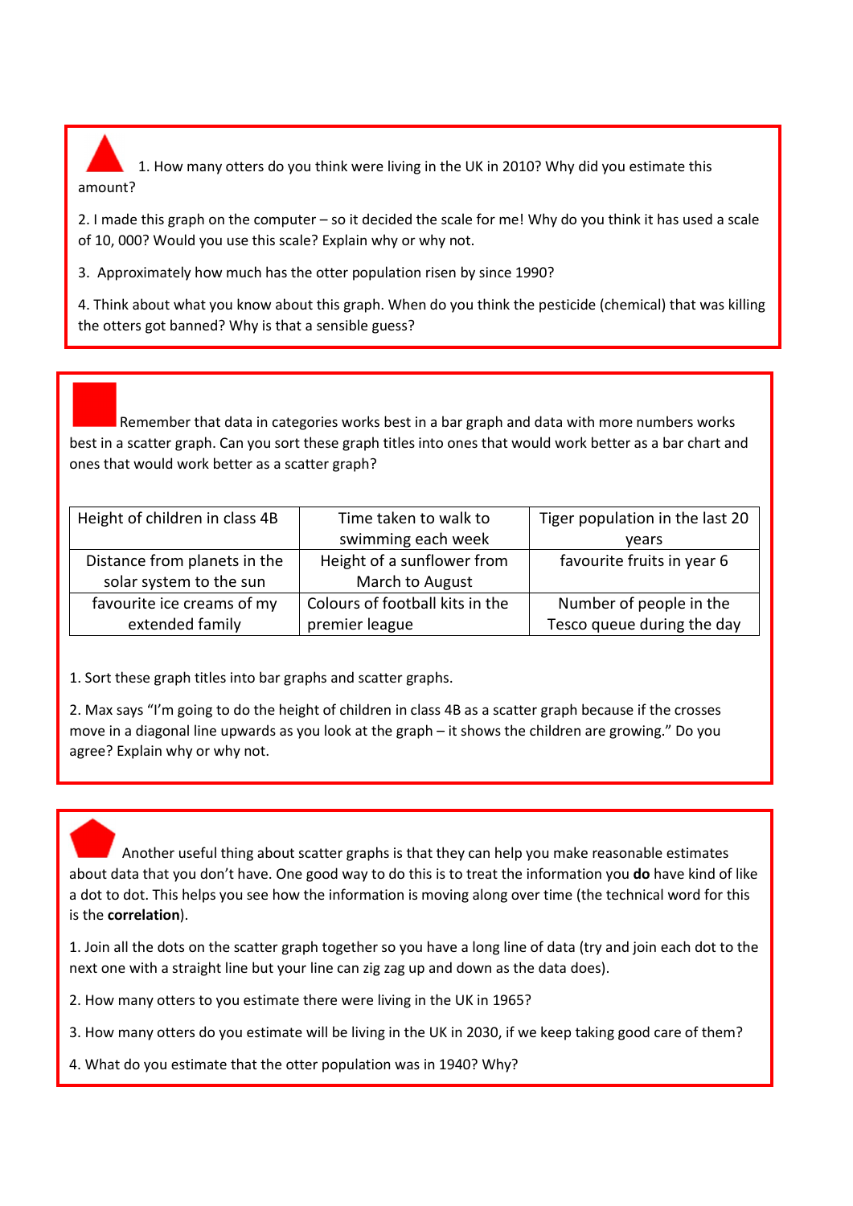1. How many otters do you think were living in the UK in 2010? Why did you estimate this amount?

2. I made this graph on the computer – so it decided the scale for me! Why do you think it has used a scale of 10, 000? Would you use this scale? Explain why or why not.

3. Approximately how much has the otter population risen by since 1990?

4. Think about what you know about this graph. When do you think the pesticide (chemical) that was killing the otters got banned? Why is that a sensible guess?

---

Remember that data in categories works best in a bar graph and data with more numbers works best in a scatter graph. Can you sort these graph titles into ones that would work better as a bar chart and ones that would work better as a scatter graph?

| | | |
|---|---|---|
| Height of children in class 4B | Time taken to walk to swimming each week | Tiger population in the last 20 years |
| Distance from planets in the solar system to the sun | Height of a sunflower from March to August | favourite fruits in year 6 |
| favourite ice creams of my extended family | Colours of football kits in the premier league | Number of people in the Tesco queue during the day |

1. Sort these graph titles into bar graphs and scatter graphs.

2. Max says "I'm going to do the height of children in class 4B as a scatter graph because if the crosses move in a diagonal line upwards as you look at the graph – it shows the children are growing." Do you agree? Explain why or why not.

---

Another useful thing about scatter graphs is that they can help you make reasonable estimates about data that you don't have. One good way to do this is to treat the information you **do** have kind of like a dot to dot. This helps you see how the information is moving along over time (the technical word for this is the **correlation**).

1. Join all the dots on the scatter graph together so you have a long line of data (try and join each dot to the next one with a straight line but your line can zig zag up and down as the data does).

2. How many otters to you estimate there were living in the UK in 1965?

3. How many otters do you estimate will be living in the UK in 2030, if we keep taking good care of them?

4. What do you estimate that the otter population was in 1940? Why?